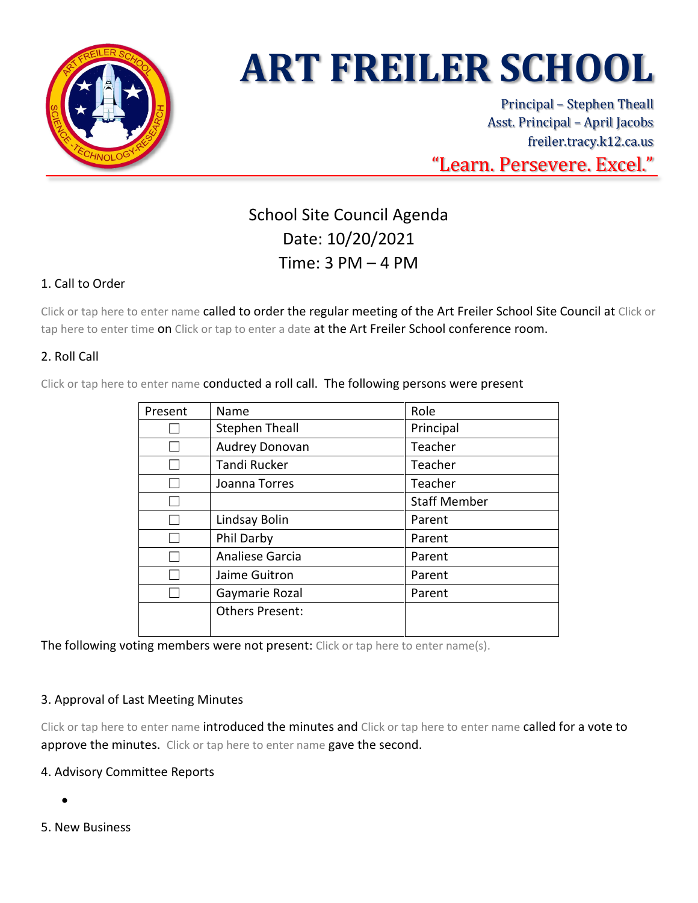# ART FREILER SCHOOL

Principal – Stephen Theall
Asst. Principal – April Jacobs
freiler.tracy.k12.ca.us

"Learn. Persevere. Excel."

School Site Council Agenda
Date: 10/20/2021
Time: 3 PM – 4 PM

1. Call to Order

Click or tap here to enter name called to order the regular meeting of the Art Freiler School Site Council at Click or tap here to enter time on Click or tap to enter a date at the Art Freiler School conference room.

2. Roll Call

Click or tap here to enter name conducted a roll call. The following persons were present

| Present | Name | Role |
|---|---|---|
| ☐ | Stephen Theall | Principal |
| ☐ | Audrey Donovan | Teacher |
| ☐ | Tandi Rucker | Teacher |
| ☐ | Joanna Torres | Teacher |
| ☐ | | Staff Member |
| ☐ | Lindsay Bolin | Parent |
| ☐ | Phil Darby | Parent |
| ☐ | Analiese Garcia | Parent |
| ☐ | Jaime Guitron | Parent |
| ☐ | Gaymarie Rozal | Parent |
| | Others Present: | |

The following voting members were not present: Click or tap here to enter name(s).

3. Approval of Last Meeting Minutes

Click or tap here to enter name introduced the minutes and Click or tap here to enter name called for a vote to approve the minutes. Click or tap here to enter name gave the second.

4. Advisory Committee Reports

- 

5. New Business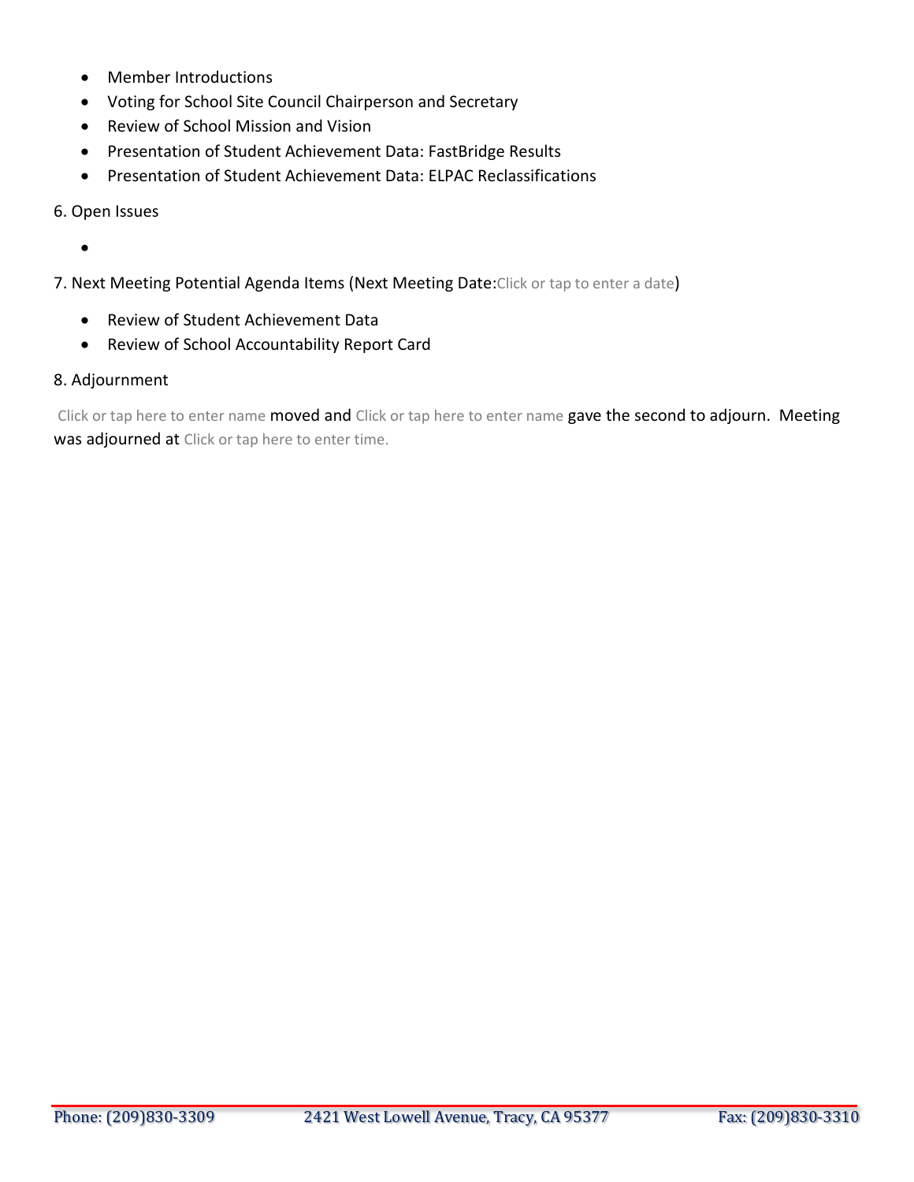- Member Introductions
- Voting for School Site Council Chairperson and Secretary
- Review of School Mission and Vision
- Presentation of Student Achievement Data: FastBridge Results
- Presentation of Student Achievement Data: ELPAC Reclassifications

6. Open Issues

-

7. Next Meeting Potential Agenda Items (Next Meeting Date:Click or tap to enter a date)

- Review of Student Achievement Data
- Review of School Accountability Report Card

8. Adjournment

Click or tap here to enter name moved and Click or tap here to enter name gave the second to adjourn. Meeting was adjourned at Click or tap here to enter time.